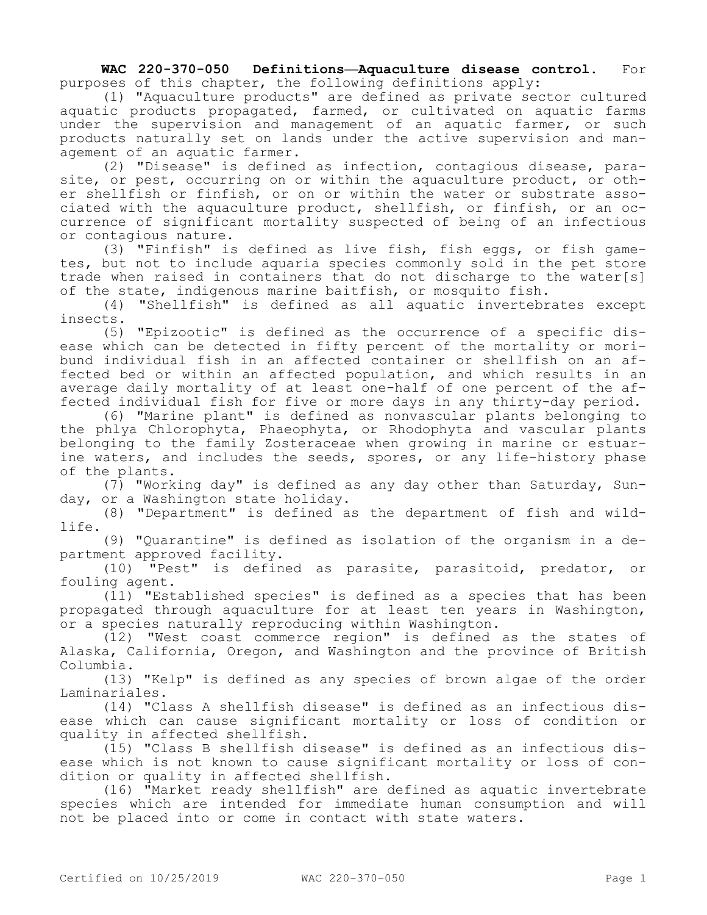**WAC 220-370-050 Definitions—Aquaculture disease control.** For purposes of this chapter, the following definitions apply:

(1) "Aquaculture products" are defined as private sector cultured aquatic products propagated, farmed, or cultivated on aquatic farms under the supervision and management of an aquatic farmer, or such products naturally set on lands under the active supervision and management of an aquatic farmer.

(2) "Disease" is defined as infection, contagious disease, parasite, or pest, occurring on or within the aquaculture product, or other shellfish or finfish, or on or within the water or substrate associated with the aquaculture product, shellfish, or finfish, or an occurrence of significant mortality suspected of being of an infectious or contagious nature.

(3) "Finfish" is defined as live fish, fish eggs, or fish gametes, but not to include aquaria species commonly sold in the pet store trade when raised in containers that do not discharge to the water[s] of the state, indigenous marine baitfish, or mosquito fish.

(4) "Shellfish" is defined as all aquatic invertebrates except insects.

(5) "Epizootic" is defined as the occurrence of a specific disease which can be detected in fifty percent of the mortality or moribund individual fish in an affected container or shellfish on an affected bed or within an affected population, and which results in an average daily mortality of at least one-half of one percent of the affected individual fish for five or more days in any thirty-day period.

(6) "Marine plant" is defined as nonvascular plants belonging to the phlya Chlorophyta, Phaeophyta, or Rhodophyta and vascular plants belonging to the family Zosteraceae when growing in marine or estuarine waters, and includes the seeds, spores, or any life-history phase of the plants.

(7) "Working day" is defined as any day other than Saturday, Sunday, or a Washington state holiday.

(8) "Department" is defined as the department of fish and wildlife.

(9) "Quarantine" is defined as isolation of the organism in a department approved facility.

(10) "Pest" is defined as parasite, parasitoid, predator, or fouling agent.

(11) "Established species" is defined as a species that has been propagated through aquaculture for at least ten years in Washington, or a species naturally reproducing within Washington.

(12) "West coast commerce region" is defined as the states of Alaska, California, Oregon, and Washington and the province of British Columbia.

(13) "Kelp" is defined as any species of brown algae of the order Laminariales.

(14) "Class A shellfish disease" is defined as an infectious disease which can cause significant mortality or loss of condition or quality in affected shellfish.

(15) "Class B shellfish disease" is defined as an infectious disease which is not known to cause significant mortality or loss of condition or quality in affected shellfish.

(16) "Market ready shellfish" are defined as aquatic invertebrate species which are intended for immediate human consumption and will not be placed into or come in contact with state waters.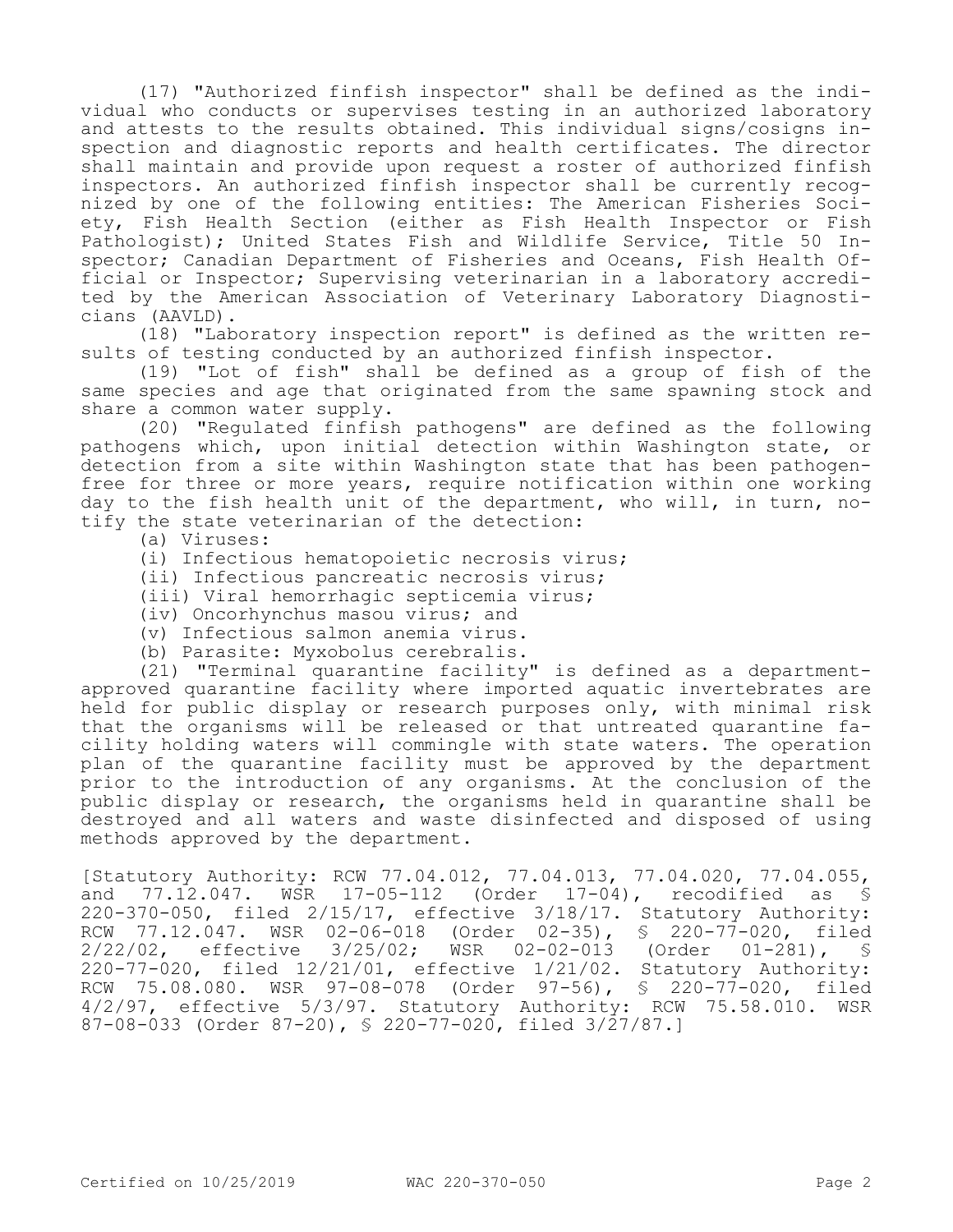(17) "Authorized finfish inspector" shall be defined as the individual who conducts or supervises testing in an authorized laboratory and attests to the results obtained. This individual signs/cosigns inspection and diagnostic reports and health certificates. The director shall maintain and provide upon request a roster of authorized finfish inspectors. An authorized finfish inspector shall be currently recognized by one of the following entities: The American Fisheries Society, Fish Health Section (either as Fish Health Inspector or Fish Pathologist); United States Fish and Wildlife Service, Title 50 Inspector; Canadian Department of Fisheries and Oceans, Fish Health Official or Inspector; Supervising veterinarian in a laboratory accredited by the American Association of Veterinary Laboratory Diagnosticians (AAVLD).

(18) "Laboratory inspection report" is defined as the written results of testing conducted by an authorized finfish inspector.

(19) "Lot of fish" shall be defined as a group of fish of the same species and age that originated from the same spawning stock and share a common water supply.

(20) "Regulated finfish pathogens" are defined as the following pathogens which, upon initial detection within Washington state, or detection from a site within Washington state that has been pathogen-free for three or more years, require notification within one working day to the fish health unit of the department, who will, in turn, notify the state veterinarian of the detection:

(a) Viruses:

(i) Infectious hematopoietic necrosis virus;

(ii) Infectious pancreatic necrosis virus;

(iii) Viral hemorrhagic septicemia virus;

(iv) Oncorhynchus masou virus; and

(v) Infectious salmon anemia virus.

(b) Parasite: Myxobolus cerebralis.

(21) "Terminal quarantine facility" is defined as a department-approved quarantine facility where imported aquatic invertebrates are held for public display or research purposes only, with minimal risk that the organisms will be released or that untreated quarantine facility holding waters will commingle with state waters. The operation plan of the quarantine facility must be approved by the department prior to the introduction of any organisms. At the conclusion of the public display or research, the organisms held in quarantine shall be destroyed and all waters and waste disinfected and disposed of using methods approved by the department.

[Statutory Authority: RCW 77.04.012, 77.04.013, 77.04.020, 77.04.055, and 77.12.047. WSR 17-05-112 (Order 17-04), recodified as § 220-370-050, filed 2/15/17, effective 3/18/17. Statutory Authority: RCW 77.12.047. WSR 02-06-018 (Order 02-35), § 220-77-020, filed 2/22/02, effective 3/25/02; WSR 02-02-013 (Order 01-281), § 220-77-020, filed 12/21/01, effective 1/21/02. Statutory Authority: RCW 75.08.080. WSR 97-08-078 (Order 97-56), § 220-77-020, filed 4/2/97, effective 5/3/97. Statutory Authority: RCW 75.58.010. WSR 87-08-033 (Order 87-20), § 220-77-020, filed 3/27/87.]